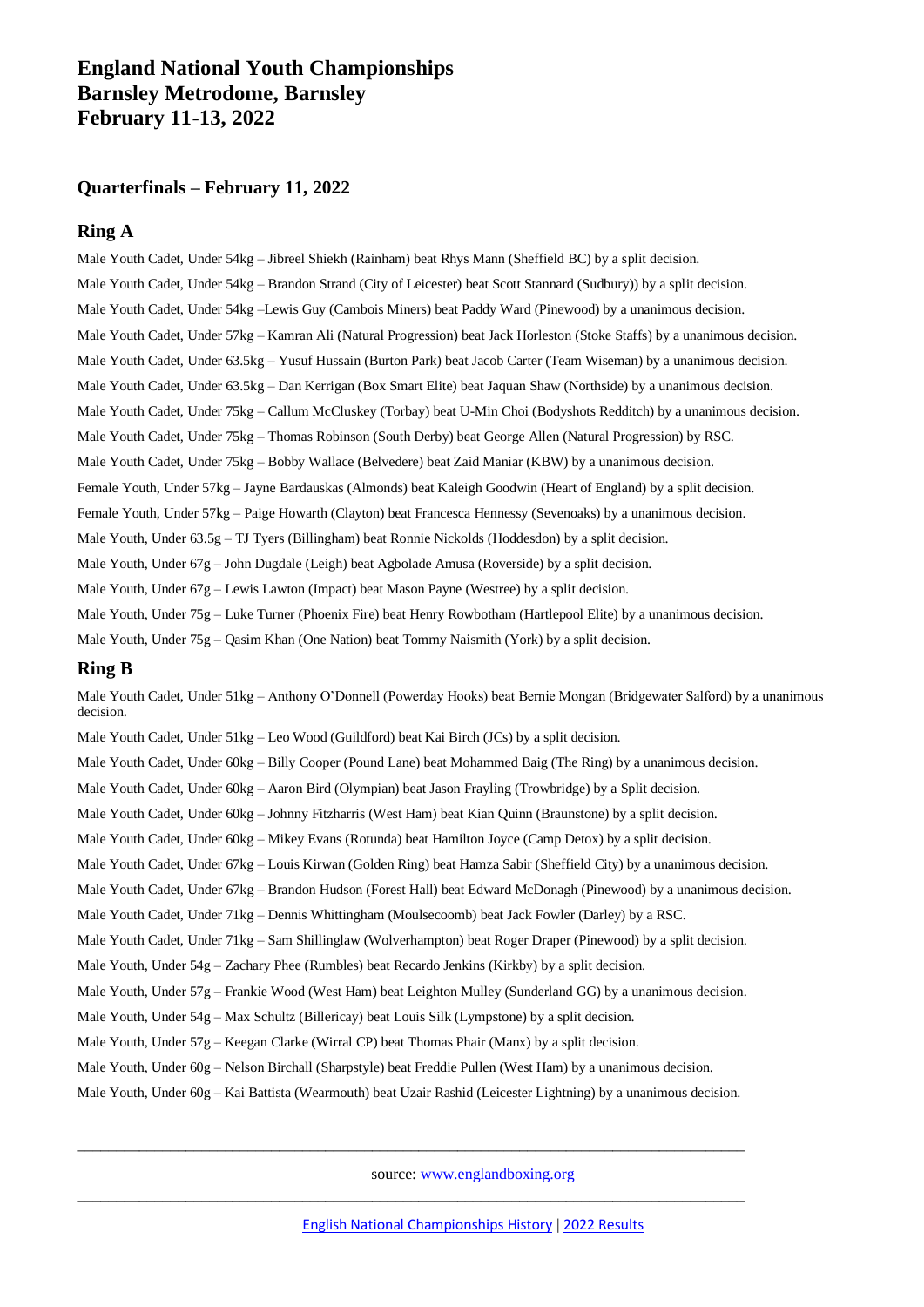# England National Youth Championships
# Barnsley Metrodome, Barnsley
# February 11-13, 2022

## Quarterfinals – February 11, 2022

### Ring A

Male Youth Cadet, Under 54kg – Jibreel Shiekh (Rainham) beat Rhys Mann (Sheffield BC) by a split decision.

Male Youth Cadet, Under 54kg – Brandon Strand (City of Leicester) beat Scott Stannard (Sudbury)) by a split decision.

Male Youth Cadet, Under 54kg –Lewis Guy (Cambois Miners) beat Paddy Ward (Pinewood) by a unanimous decision.

Male Youth Cadet, Under 57kg – Kamran Ali (Natural Progression) beat Jack Horleston (Stoke Staffs) by a unanimous decision.

Male Youth Cadet, Under 63.5kg – Yusuf Hussain (Burton Park) beat Jacob Carter (Team Wiseman) by a unanimous decision.

Male Youth Cadet, Under 63.5kg – Dan Kerrigan (Box Smart Elite) beat Jaquan Shaw (Northside) by a unanimous decision.

Male Youth Cadet, Under 75kg – Callum McCluskey (Torbay) beat U-Min Choi (Bodyshots Redditch) by a unanimous decision.

Male Youth Cadet, Under 75kg – Thomas Robinson (South Derby) beat George Allen (Natural Progression) by RSC.

Male Youth Cadet, Under 75kg – Bobby Wallace (Belvedere) beat Zaid Maniar (KBW) by a unanimous decision.

Female Youth, Under 57kg – Jayne Bardauskas (Almonds) beat Kaleigh Goodwin (Heart of England) by a split decision.

Female Youth, Under 57kg – Paige Howarth (Clayton) beat Francesca Hennessy (Sevenoaks) by a unanimous decision.

Male Youth, Under 63.5g – TJ Tyers (Billingham) beat Ronnie Nickolds (Hoddesdon) by a split decision.

Male Youth, Under 67g – John Dugdale (Leigh) beat Agbolade Amusa (Roverside) by a split decision.

Male Youth, Under 67g – Lewis Lawton (Impact) beat Mason Payne (Westree) by a split decision.

Male Youth, Under 75g – Luke Turner (Phoenix Fire) beat Henry Rowbotham (Hartlepool Elite) by a unanimous decision.

Male Youth, Under 75g – Qasim Khan (One Nation) beat Tommy Naismith (York) by a split decision.

### Ring B

Male Youth Cadet, Under 51kg – Anthony O'Donnell (Powerday Hooks) beat Bernie Mongan (Bridgewater Salford) by a unanimous decision.

Male Youth Cadet, Under 51kg – Leo Wood (Guildford) beat Kai Birch (JCs) by a split decision.

Male Youth Cadet, Under 60kg – Billy Cooper (Pound Lane) beat Mohammed Baig (The Ring) by a unanimous decision.

Male Youth Cadet, Under 60kg – Aaron Bird (Olympian) beat Jason Frayling (Trowbridge) by a Split decision.

Male Youth Cadet, Under 60kg – Johnny Fitzharris (West Ham) beat Kian Quinn (Braunstone) by a split decision.

Male Youth Cadet, Under 60kg – Mikey Evans (Rotunda) beat Hamilton Joyce (Camp Detox) by a split decision.

Male Youth Cadet, Under 67kg – Louis Kirwan (Golden Ring) beat Hamza Sabir (Sheffield City) by a unanimous decision.

Male Youth Cadet, Under 67kg – Brandon Hudson (Forest Hall) beat Edward McDonagh (Pinewood) by a unanimous decision.

Male Youth Cadet, Under 71kg – Dennis Whittingham (Moulsecoomb) beat Jack Fowler (Darley) by a RSC.

Male Youth Cadet, Under 71kg – Sam Shillinglaw (Wolverhampton) beat Roger Draper (Pinewood) by a split decision.

Male Youth, Under 54g – Zachary Phee (Rumbles) beat Recardo Jenkins (Kirkby) by a split decision.

Male Youth, Under 57g – Frankie Wood (West Ham) beat Leighton Mulley (Sunderland GG) by a unanimous decision.

Male Youth, Under 54g – Max Schultz (Billericay) beat Louis Silk (Lympstone) by a split decision.

Male Youth, Under 57g – Keegan Clarke (Wirral CP) beat Thomas Phair (Manx) by a split decision.

Male Youth, Under 60g – Nelson Birchall (Sharpstyle) beat Freddie Pullen (West Ham) by a unanimous decision.

Male Youth, Under 60g – Kai Battista (Wearmouth) beat Uzair Rashid (Leicester Lightning) by a unanimous decision.

---

source: [www.englandboxing.org](www.englandboxing.org)

---

English National Championships History | 2022 Results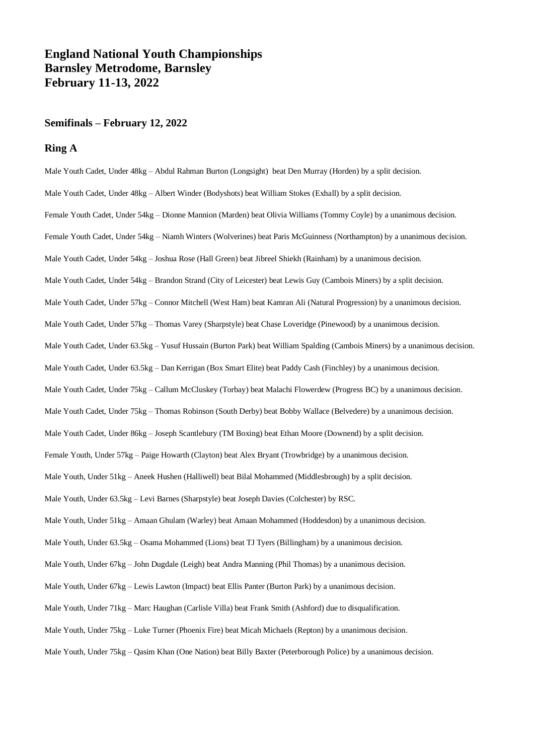# England National Youth Championships
# Barnsley Metrodome, Barnsley
# February 11-13, 2022

## Semifinals – February 12, 2022

## Ring A

Male Youth Cadet, Under 48kg – Abdul Rahman Burton (Longsight) beat Den Murray (Horden) by a split decision.

Male Youth Cadet, Under 48kg – Albert Winder (Bodyshots) beat William Stokes (Exhall) by a split decision.

Female Youth Cadet, Under 54kg – Dionne Mannion (Marden) beat Olivia Williams (Tommy Coyle) by a unanimous decision.

Female Youth Cadet, Under 54kg – Niamh Winters (Wolverines) beat Paris McGuinness (Northampton) by a unanimous decision.

Male Youth Cadet, Under 54kg – Joshua Rose (Hall Green) beat Jibreel Shiekh (Rainham) by a unanimous decision.

Male Youth Cadet, Under 54kg – Brandon Strand (City of Leicester) beat Lewis Guy (Cambois Miners) by a split decision.

Male Youth Cadet, Under 57kg – Connor Mitchell (West Ham) beat Kamran Ali (Natural Progression) by a unanimous decision.

Male Youth Cadet, Under 57kg – Thomas Varey (Sharpstyle) beat Chase Loveridge (Pinewood) by a unanimous decision.

Male Youth Cadet, Under 63.5kg – Yusuf Hussain (Burton Park) beat William Spalding (Cambois Miners) by a unanimous decision.

Male Youth Cadet, Under 63.5kg – Dan Kerrigan (Box Smart Elite) beat Paddy Cash (Finchley) by a unanimous decision.

Male Youth Cadet, Under 75kg – Callum McCluskey (Torbay) beat Malachi Flowerdew (Progress BC) by a unanimous decision.

Male Youth Cadet, Under 75kg – Thomas Robinson (South Derby) beat Bobby Wallace (Belvedere) by a unanimous decision.

Male Youth Cadet, Under 86kg – Joseph Scantlebury (TM Boxing) beat Ethan Moore (Downend) by a split decision.

Female Youth, Under 57kg – Paige Howarth (Clayton) beat Alex Bryant (Trowbridge) by a unanimous decision.

Male Youth, Under 51kg – Aneek Hushen (Halliwell) beat Bilal Mohammed (Middlesbrough) by a split decision.

Male Youth, Under 63.5kg – Levi Barnes (Sharpstyle) beat Joseph Davies (Colchester) by RSC.

Male Youth, Under 51kg – Amaan Ghulam (Warley) beat Amaan Mohammed (Hoddesdon) by a unanimous decision.

Male Youth, Under 63.5kg – Osama Mohammed (Lions) beat TJ Tyers (Billingham) by a unanimous decision.

Male Youth, Under 67kg – John Dugdale (Leigh) beat Andra Manning (Phil Thomas) by a unanimous decision.

Male Youth, Under 67kg – Lewis Lawton (Impact) beat Ellis Panter (Burton Park) by a unanimous decision.

Male Youth, Under 71kg – Marc Haughan (Carlisle Villa) beat Frank Smith (Ashford) due to disqualification.

Male Youth, Under 75kg – Luke Turner (Phoenix Fire) beat Micah Michaels (Repton) by a unanimous decision.

Male Youth, Under 75kg – Qasim Khan (One Nation) beat Billy Baxter (Peterborough Police) by a unanimous decision.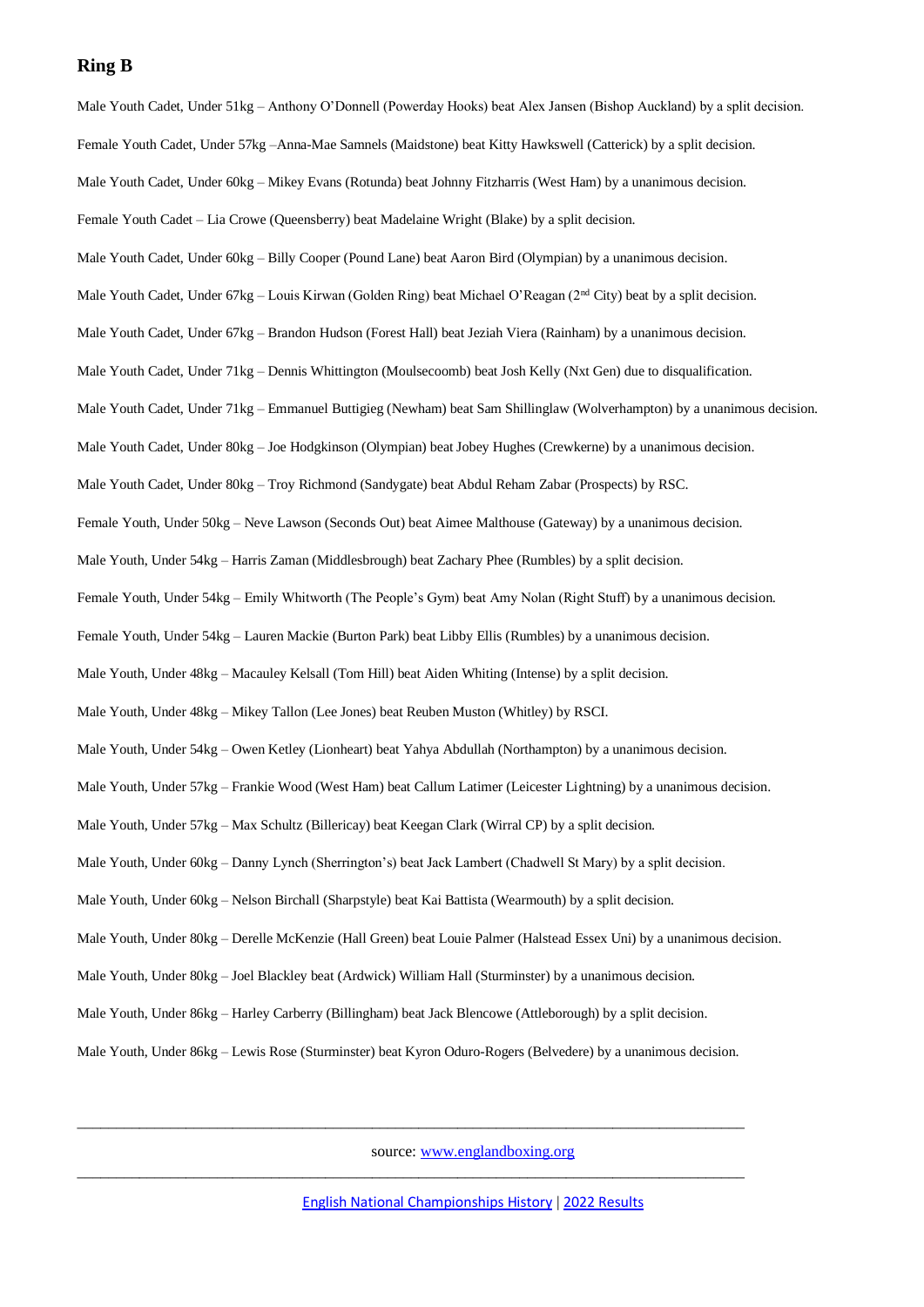## Ring B

Male Youth Cadet, Under 51kg – Anthony O'Donnell (Powerday Hooks) beat Alex Jansen (Bishop Auckland) by a split decision.

Female Youth Cadet, Under 57kg –Anna-Mae Samnels (Maidstone) beat Kitty Hawkswell (Catterick) by a split decision.

Male Youth Cadet, Under 60kg – Mikey Evans (Rotunda) beat Johnny Fitzharris (West Ham) by a unanimous decision.

Female Youth Cadet – Lia Crowe (Queensberry) beat Madelaine Wright (Blake) by a split decision.

Male Youth Cadet, Under 60kg – Billy Cooper (Pound Lane) beat Aaron Bird (Olympian) by a unanimous decision.

Male Youth Cadet, Under 67kg – Louis Kirwan (Golden Ring) beat Michael O'Reagan (2nd City) beat by a split decision.

Male Youth Cadet, Under 67kg – Brandon Hudson (Forest Hall) beat Jeziah Viera (Rainham) by a unanimous decision.

Male Youth Cadet, Under 71kg – Dennis Whittington (Moulsecoomb) beat Josh Kelly (Nxt Gen) due to disqualification.

Male Youth Cadet, Under 71kg – Emmanuel Buttigieg (Newham) beat Sam Shillinglaw (Wolverhampton) by a unanimous decision.

Male Youth Cadet, Under 80kg – Joe Hodgkinson (Olympian) beat Jobey Hughes (Crewkerne) by a unanimous decision.

Male Youth Cadet, Under 80kg – Troy Richmond (Sandygate) beat Abdul Reham Zabar (Prospects) by RSC.

Female Youth, Under 50kg – Neve Lawson (Seconds Out) beat Aimee Malthouse (Gateway) by a unanimous decision.

Male Youth, Under 54kg – Harris Zaman (Middlesbrough) beat Zachary Phee (Rumbles) by a split decision.

Female Youth, Under 54kg – Emily Whitworth (The People's Gym) beat Amy Nolan (Right Stuff) by a unanimous decision.

Female Youth, Under 54kg – Lauren Mackie (Burton Park) beat Libby Ellis (Rumbles) by a unanimous decision.

Male Youth, Under 48kg – Macauley Kelsall (Tom Hill) beat Aiden Whiting (Intense) by a split decision.

Male Youth, Under 48kg – Mikey Tallon (Lee Jones) beat Reuben Muston (Whitley) by RSCI.

Male Youth, Under 54kg – Owen Ketley (Lionheart) beat Yahya Abdullah (Northampton) by a unanimous decision.

Male Youth, Under 57kg – Frankie Wood (West Ham) beat Callum Latimer (Leicester Lightning) by a unanimous decision.

Male Youth, Under 57kg – Max Schultz (Billericay) beat Keegan Clark (Wirral CP) by a split decision.

Male Youth, Under 60kg – Danny Lynch (Sherrington's) beat Jack Lambert (Chadwell St Mary) by a split decision.

Male Youth, Under 60kg – Nelson Birchall (Sharpstyle) beat Kai Battista (Wearmouth) by a split decision.

Male Youth, Under 80kg – Derelle McKenzie (Hall Green) beat Louie Palmer (Halstead Essex Uni) by a unanimous decision.

Male Youth, Under 80kg – Joel Blackley beat (Ardwick) William Hall (Sturminster) by a unanimous decision.

Male Youth, Under 86kg – Harley Carberry (Billingham) beat Jack Blencowe (Attleborough) by a split decision.

Male Youth, Under 86kg – Lewis Rose (Sturminster) beat Kyron Oduro-Rogers (Belvedere) by a unanimous decision.

---

source: [www.englandboxing.org](www.englandboxing.org)

---

[English National Championships History](#) | [2022 Results](#)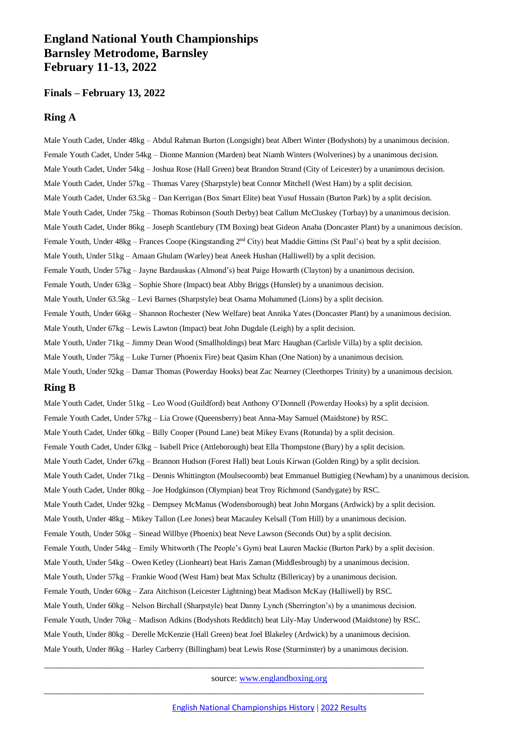# England National Youth Championships
# Barnsley Metrodome, Barnsley
# February 11-13, 2022

### Finals – February 13, 2022

## Ring A

Male Youth Cadet, Under 48kg – Abdul Rahman Burton (Longsight) beat Albert Winter (Bodyshots) by a unanimous decision.

Female Youth Cadet, Under 54kg – Dionne Mannion (Marden) beat Niamh Winters (Wolverines) by a unanimous decision.

Male Youth Cadet, Under 54kg – Joshua Rose (Hall Green) beat Brandon Strand (City of Leicester) by a unanimous decision.

Male Youth Cadet, Under 57kg – Thomas Varey (Sharpstyle) beat Connor Mitchell (West Ham) by a split decision.

Male Youth Cadet, Under 63.5kg – Dan Kerrigan (Box Smart Elite) beat Yusuf Hussain (Burton Park) by a split decision.

Male Youth Cadet, Under 75kg – Thomas Robinson (South Derby) beat Callum McCluskey (Torbay) by a unanimous decision.

Male Youth Cadet, Under 86kg – Joseph Scantlebury (TM Boxing) beat Gideon Anaba (Doncaster Plant) by a unanimous decision.

Female Youth, Under 48kg – Frances Coope (Kingstanding 2nd City) beat Maddie Gittins (St Paul's) beat by a split decision.

Male Youth, Under 51kg – Amaan Ghulam (Warley) beat Aneek Hushan (Halliwell) by a split decision.

Female Youth, Under 57kg – Jayne Bardauskas (Almond's) beat Paige Howarth (Clayton) by a unanimous decision.

Female Youth, Under 63kg – Sophie Shore (Impact) beat Abby Briggs (Hunslet) by a unanimous decision.

Male Youth, Under 63.5kg – Levi Barnes (Sharpstyle) beat Osama Mohammed (Lions) by a split decision.

Female Youth, Under 66kg – Shannon Rochester (New Welfare) beat Annika Yates (Doncaster Plant) by a unanimous decision.

Male Youth, Under 67kg – Lewis Lawton (Impact) beat John Dugdale (Leigh) by a split decision.

Male Youth, Under 71kg – Jimmy Dean Wood (Smallholdings) beat Marc Haughan (Carlisle Villa) by a split decision.

Male Youth, Under 75kg – Luke Turner (Phoenix Fire) beat Qasim Khan (One Nation) by a unanimous decision.

Male Youth, Under 92kg – Damar Thomas (Powerday Hooks) beat Zac Nearney (Cleethorpes Trinity) by a unanimous decision.

## Ring B

Male Youth Cadet, Under 51kg – Leo Wood (Guildford) beat Anthony O'Donnell (Powerday Hooks) by a split decision.

Female Youth Cadet, Under 57kg – Lia Crowe (Queensberry) beat Anna-May Samuel (Maidstone) by RSC.

Male Youth Cadet, Under 60kg – Billy Cooper (Pound Lane) beat Mikey Evans (Rotunda) by a split decision.

Female Youth Cadet, Under 63kg – Isabell Price (Attleborough) beat Ella Thompstone (Bury) by a split decision.

Male Youth Cadet, Under 67kg – Brannon Hudson (Forest Hall) beat Louis Kirwan (Golden Ring) by a split decision.

Male Youth Cadet, Under 71kg – Dennis Whittington (Moulsecoomb) beat Emmanuel Buttigieg (Newham) by a unanimous decision.

Male Youth Cadet, Under 80kg – Joe Hodgkinson (Olympian) beat Troy Richmond (Sandygate) by RSC.

Male Youth Cadet, Under 92kg – Dempsey McManus (Wodensborough) beat John Morgans (Ardwick) by a split decision.

Male Youth, Under 48kg – Mikey Tallon (Lee Jones) beat Macauley Kelsall (Tom Hill) by a unanimous decision.

Female Youth, Under 50kg – Sinead Willbye (Phoenix) beat Neve Lawson (Seconds Out) by a split decision.

Female Youth, Under 54kg – Emily Whitworth (The People's Gym) beat Lauren Mackie (Burton Park) by a split decision.

Male Youth, Under 54kg – Owen Ketley (Lionheart) beat Haris Zaman (Middlesbrough) by a unanimous decision.

Male Youth, Under 57kg – Frankie Wood (West Ham) beat Max Schultz (Billericay) by a unanimous decision.

Female Youth, Under 60kg – Zara Aitchison (Leicester Lightning) beat Madison McKay (Halliwell) by RSC.

Male Youth, Under 60kg – Nelson Birchall (Sharpstyle) beat Danny Lynch (Sherrington's) by a unanimous decision.

Female Youth, Under 70kg – Madison Adkins (Bodyshots Redditch) beat Lily-May Underwood (Maidstone) by RSC.

Male Youth, Under 80kg – Derelle McKenzie (Hall Green) beat Joel Blakeley (Ardwick) by a unanimous decision.

Male Youth, Under 86kg – Harley Carberry (Billingham) beat Lewis Rose (Sturminster) by a unanimous decision.

---

source: www.englandboxing.org

---

English National Championships History | 2022 Results